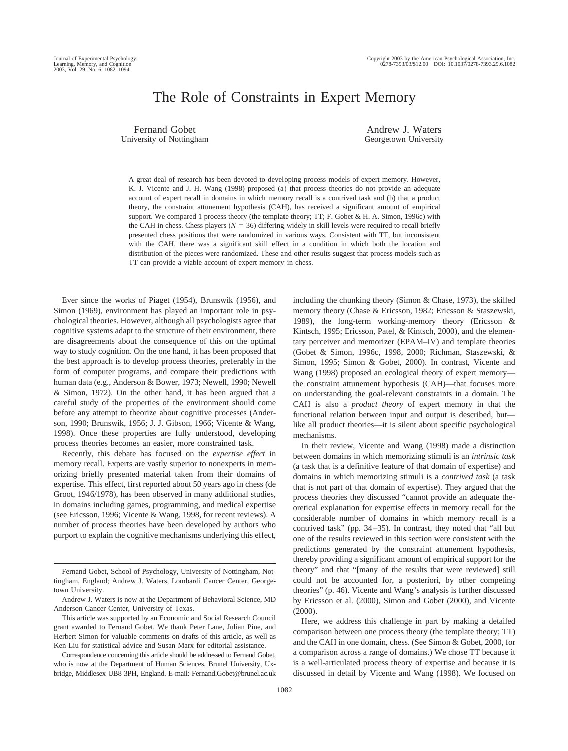# The Role of Constraints in Expert Memory

Fernand Gobet
University of Nottingham

Andrew J. Waters
Georgetown University

A great deal of research has been devoted to developing process models of expert memory. However, K. J. Vicente and J. H. Wang (1998) proposed (a) that process theories do not provide an adequate account of expert recall in domains in which memory recall is a contrived task and (b) that a product theory, the constraint attunement hypothesis (CAH), has received a significant amount of empirical support. We compared 1 process theory (the template theory; TT; F. Gobet & H. A. Simon, 1996c) with the CAH in chess. Chess players ($N = 36$) differing widely in skill levels were required to recall briefly presented chess positions that were randomized in various ways. Consistent with TT, but inconsistent with the CAH, there was a significant skill effect in a condition in which both the location and distribution of the pieces were randomized. These and other results suggest that process models such as TT can provide a viable account of expert memory in chess.

Ever since the works of Piaget (1954), Brunswik (1956), and Simon (1969), environment has played an important role in psychological theories. However, although all psychologists agree that cognitive systems adapt to the structure of their environment, there are disagreements about the consequence of this on the optimal way to study cognition. On the one hand, it has been proposed that the best approach is to develop process theories, preferably in the form of computer programs, and compare their predictions with human data (e.g., Anderson & Bower, 1973; Newell, 1990; Newell & Simon, 1972). On the other hand, it has been argued that a careful study of the properties of the environment should come before any attempt to theorize about cognitive processes (Anderson, 1990; Brunswik, 1956; J. J. Gibson, 1966; Vicente & Wang, 1998). Once these properties are fully understood, developing process theories becomes an easier, more constrained task.

Recently, this debate has focused on the *expertise effect* in memory recall. Experts are vastly superior to nonexperts in memorizing briefly presented material taken from their domains of expertise. This effect, first reported about 50 years ago in chess (de Groot, 1946/1978), has been observed in many additional studies, in domains including games, programming, and medical expertise (see Ericsson, 1996; Vicente & Wang, 1998, for recent reviews). A number of process theories have been developed by authors who purport to explain the cognitive mechanisms underlying this effect, including the chunking theory (Simon & Chase, 1973), the skilled memory theory (Chase & Ericsson, 1982; Ericsson & Staszewski, 1989), the long-term working-memory theory (Ericsson & Kintsch, 1995; Ericsson, Patel, & Kintsch, 2000), and the elementary perceiver and memorizer (EPAM–IV) and template theories (Gobet & Simon, 1996c, 1998, 2000; Richman, Staszewski, & Simon, 1995; Simon & Gobet, 2000). In contrast, Vicente and Wang (1998) proposed an ecological theory of expert memory—the constraint attunement hypothesis (CAH)—that focuses more on understanding the goal-relevant constraints in a domain. The CAH is also a *product theory* of expert memory in that the functional relation between input and output is described, but—like all product theories—it is silent about specific psychological mechanisms.

In their review, Vicente and Wang (1998) made a distinction between domains in which memorizing stimuli is an *intrinsic task* (a task that is a definitive feature of that domain of expertise) and domains in which memorizing stimuli is a *contrived task* (a task that is not part of that domain of expertise). They argued that the process theories they discussed "cannot provide an adequate theoretical explanation for expertise effects in memory recall for the considerable number of domains in which memory recall is a contrived task" (pp. 34–35). In contrast, they noted that "all but one of the results reviewed in this section were consistent with the predictions generated by the constraint attunement hypothesis, thereby providing a significant amount of empirical support for the theory" and that "[many of the results that were reviewed] still could not be accounted for, a posteriori, by other competing theories" (p. 46). Vicente and Wang's analysis is further discussed by Ericsson et al. (2000), Simon and Gobet (2000), and Vicente (2000).

Here, we address this challenge in part by making a detailed comparison between one process theory (the template theory; TT) and the CAH in one domain, chess. (See Simon & Gobet, 2000, for a comparison across a range of domains.) We chose TT because it is a well-articulated process theory of expertise and because it is discussed in detail by Vicente and Wang (1998). We focused on

---

Fernand Gobet, School of Psychology, University of Nottingham, Nottingham, England; Andrew J. Waters, Lombardi Cancer Center, Georgetown University.

Andrew J. Waters is now at the Department of Behavioral Science, MD Anderson Cancer Center, University of Texas.

This article was supported by an Economic and Social Research Council grant awarded to Fernand Gobet. We thank Peter Lane, Julian Pine, and Herbert Simon for valuable comments on drafts of this article, as well as Ken Liu for statistical advice and Susan Marx for editorial assistance.

Correspondence concerning this article should be addressed to Fernand Gobet, who is now at the Department of Human Sciences, Brunel University, Uxbridge, Middlesex UB8 3PH, England. E-mail: Fernand.Gobet@brunel.ac.uk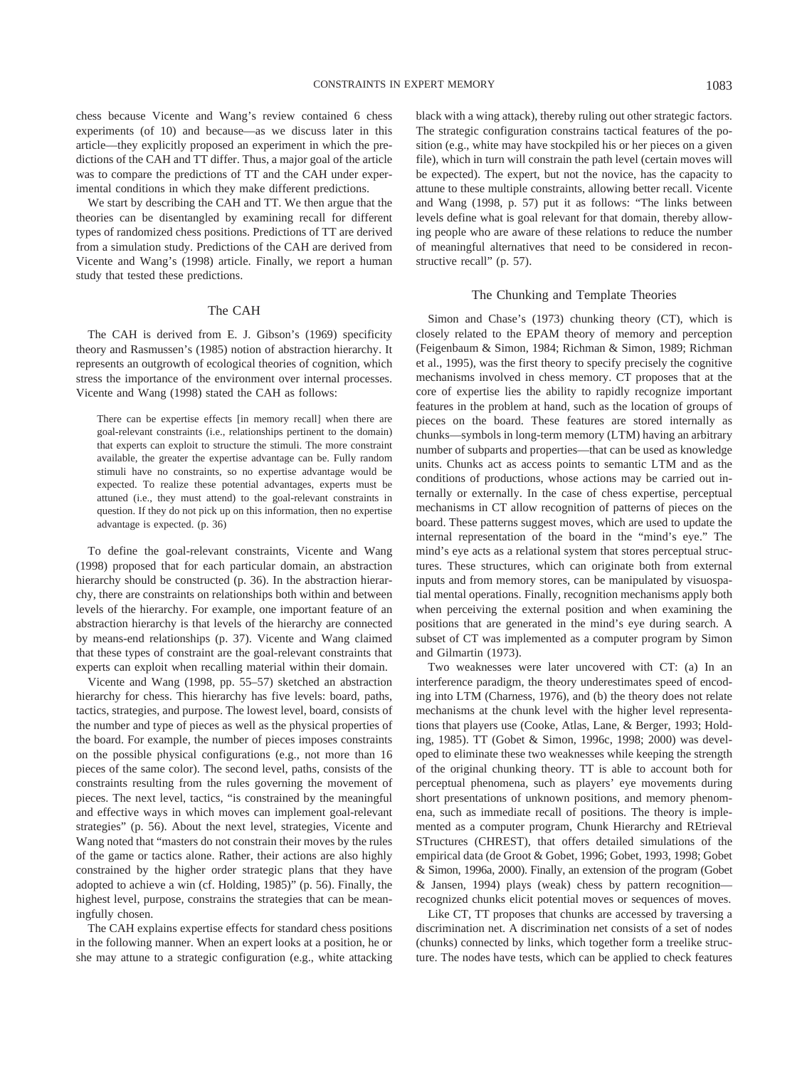chess because Vicente and Wang's review contained 6 chess experiments (of 10) and because—as we discuss later in this article—they explicitly proposed an experiment in which the predictions of the CAH and TT differ. Thus, a major goal of the article was to compare the predictions of TT and the CAH under experimental conditions in which they make different predictions.

We start by describing the CAH and TT. We then argue that the theories can be disentangled by examining recall for different types of randomized chess positions. Predictions of TT are derived from a simulation study. Predictions of the CAH are derived from Vicente and Wang's (1998) article. Finally, we report a human study that tested these predictions.

## The CAH

The CAH is derived from E. J. Gibson's (1969) specificity theory and Rasmussen's (1985) notion of abstraction hierarchy. It represents an outgrowth of ecological theories of cognition, which stress the importance of the environment over internal processes. Vicente and Wang (1998) stated the CAH as follows:

> There can be expertise effects [in memory recall] when there are goal-relevant constraints (i.e., relationships pertinent to the domain) that experts can exploit to structure the stimuli. The more constraint available, the greater the expertise advantage can be. Fully random stimuli have no constraints, so no expertise advantage would be expected. To realize these potential advantages, experts must be attuned (i.e., they must attend) to the goal-relevant constraints in question. If they do not pick up on this information, then no expertise advantage is expected. (p. 36)

To define the goal-relevant constraints, Vicente and Wang (1998) proposed that for each particular domain, an abstraction hierarchy should be constructed (p. 36). In the abstraction hierarchy, there are constraints on relationships both within and between levels of the hierarchy. For example, one important feature of an abstraction hierarchy is that levels of the hierarchy are connected by means-end relationships (p. 37). Vicente and Wang claimed that these types of constraint are the goal-relevant constraints that experts can exploit when recalling material within their domain.

Vicente and Wang (1998, pp. 55–57) sketched an abstraction hierarchy for chess. This hierarchy has five levels: board, paths, tactics, strategies, and purpose. The lowest level, board, consists of the number and type of pieces as well as the physical properties of the board. For example, the number of pieces imposes constraints on the possible physical configurations (e.g., not more than 16 pieces of the same color). The second level, paths, consists of the constraints resulting from the rules governing the movement of pieces. The next level, tactics, "is constrained by the meaningful and effective ways in which moves can implement goal-relevant strategies" (p. 56). About the next level, strategies, Vicente and Wang noted that "masters do not constrain their moves by the rules of the game or tactics alone. Rather, their actions are also highly constrained by the higher order strategic plans that they have adopted to achieve a win (cf. Holding, 1985)" (p. 56). Finally, the highest level, purpose, constrains the strategies that can be meaningfully chosen.

The CAH explains expertise effects for standard chess positions in the following manner. When an expert looks at a position, he or she may attune to a strategic configuration (e.g., white attacking black with a wing attack), thereby ruling out other strategic factors. The strategic configuration constrains tactical features of the position (e.g., white may have stockpiled his or her pieces on a given file), which in turn will constrain the path level (certain moves will be expected). The expert, but not the novice, has the capacity to attune to these multiple constraints, allowing better recall. Vicente and Wang (1998, p. 57) put it as follows: "The links between levels define what is goal relevant for that domain, thereby allowing people who are aware of these relations to reduce the number of meaningful alternatives that need to be considered in reconstructive recall" (p. 57).

## The Chunking and Template Theories

Simon and Chase's (1973) chunking theory (CT), which is closely related to the EPAM theory of memory and perception (Feigenbaum & Simon, 1984; Richman & Simon, 1989; Richman et al., 1995), was the first theory to specify precisely the cognitive mechanisms involved in chess memory. CT proposes that at the core of expertise lies the ability to rapidly recognize important features in the problem at hand, such as the location of groups of pieces on the board. These features are stored internally as chunks—symbols in long-term memory (LTM) having an arbitrary number of subparts and properties—that can be used as knowledge units. Chunks act as access points to semantic LTM and as the conditions of productions, whose actions may be carried out internally or externally. In the case of chess expertise, perceptual mechanisms in CT allow recognition of patterns of pieces on the board. These patterns suggest moves, which are used to update the internal representation of the board in the "mind's eye." The mind's eye acts as a relational system that stores perceptual structures. These structures, which can originate both from external inputs and from memory stores, can be manipulated by visuospatial mental operations. Finally, recognition mechanisms apply both when perceiving the external position and when examining the positions that are generated in the mind's eye during search. A subset of CT was implemented as a computer program by Simon and Gilmartin (1973).

Two weaknesses were later uncovered with CT: (a) In an interference paradigm, the theory underestimates speed of encoding into LTM (Charness, 1976), and (b) the theory does not relate mechanisms at the chunk level with the higher level representations that players use (Cooke, Atlas, Lane, & Berger, 1993; Holding, 1985). TT (Gobet & Simon, 1996c, 1998; 2000) was developed to eliminate these two weaknesses while keeping the strength of the original chunking theory. TT is able to account both for perceptual phenomena, such as players' eye movements during short presentations of unknown positions, and memory phenomena, such as immediate recall of positions. The theory is implemented as a computer program, Chunk Hierarchy and REtrieval STructures (CHREST), that offers detailed simulations of the empirical data (de Groot & Gobet, 1996; Gobet, 1993, 1998; Gobet & Simon, 1996a, 2000). Finally, an extension of the program (Gobet & Jansen, 1994) plays (weak) chess by pattern recognition—recognized chunks elicit potential moves or sequences of moves.

Like CT, TT proposes that chunks are accessed by traversing a discrimination net. A discrimination net consists of a set of nodes (chunks) connected by links, which together form a treelike structure. The nodes have tests, which can be applied to check features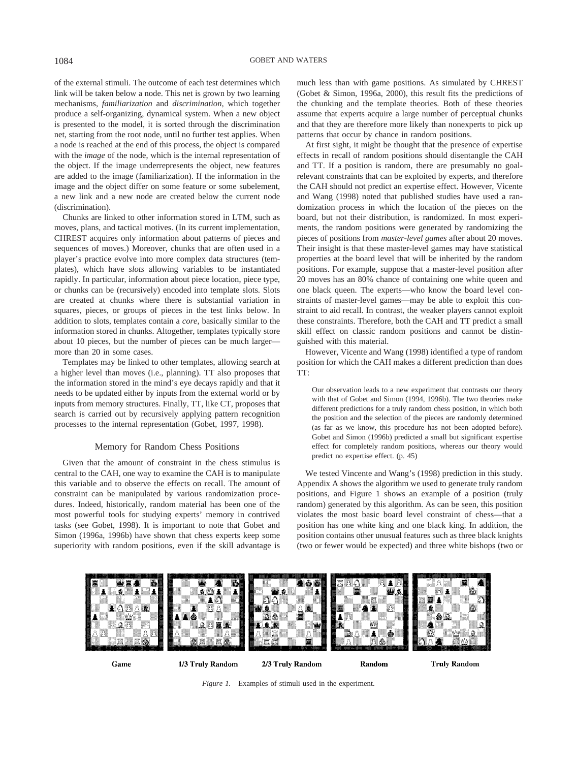of the external stimuli. The outcome of each test determines which link will be taken below a node. This net is grown by two learning mechanisms, *familiarization* and *discrimination,* which together produce a self-organizing, dynamical system. When a new object is presented to the model, it is sorted through the discrimination net, starting from the root node, until no further test applies. When a node is reached at the end of this process, the object is compared with the *image* of the node, which is the internal representation of the object. If the image underrepresents the object, new features are added to the image (familiarization). If the information in the image and the object differ on some feature or some subelement, a new link and a new node are created below the current node (discrimination).

Chunks are linked to other information stored in LTM, such as moves, plans, and tactical motives. (In its current implementation, CHREST acquires only information about patterns of pieces and sequences of moves.) Moreover, chunks that are often used in a player's practice evolve into more complex data structures (templates), which have *slots* allowing variables to be instantiated rapidly. In particular, information about piece location, piece type, or chunks can be (recursively) encoded into template slots. Slots are created at chunks where there is substantial variation in squares, pieces, or groups of pieces in the test links below. In addition to slots, templates contain a *core,* basically similar to the information stored in chunks. Altogether, templates typically store about 10 pieces, but the number of pieces can be much larger—more than 20 in some cases.

Templates may be linked to other templates, allowing search at a higher level than moves (i.e., planning). TT also proposes that the information stored in the mind's eye decays rapidly and that it needs to be updated either by inputs from the external world or by inputs from memory structures. Finally, TT, like CT, proposes that search is carried out by recursively applying pattern recognition processes to the internal representation (Gobet, 1997, 1998).

## Memory for Random Chess Positions

Given that the amount of constraint in the chess stimulus is central to the CAH, one way to examine the CAH is to manipulate this variable and to observe the effects on recall. The amount of constraint can be manipulated by various randomization procedures. Indeed, historically, random material has been one of the most powerful tools for studying experts' memory in contrived tasks (see Gobet, 1998). It is important to note that Gobet and Simon (1996a, 1996b) have shown that chess experts keep some superiority with random positions, even if the skill advantage is much less than with game positions. As simulated by CHREST (Gobet & Simon, 1996a, 2000), this result fits the predictions of the chunking and the template theories. Both of these theories assume that experts acquire a large number of perceptual chunks and that they are therefore more likely than nonexperts to pick up patterns that occur by chance in random positions.

At first sight, it might be thought that the presence of expertise effects in recall of random positions should disentangle the CAH and TT. If a position is random, there are presumably no goal-relevant constraints that can be exploited by experts, and therefore the CAH should not predict an expertise effect. However, Vicente and Wang (1998) noted that published studies have used a randomization process in which the location of the pieces on the board, but not their distribution, is randomized. In most experiments, the random positions were generated by randomizing the pieces of positions from *master-level games* after about 20 moves. Their insight is that these master-level games may have statistical properties at the board level that will be inherited by the random positions. For example, suppose that a master-level position after 20 moves has an 80% chance of containing one white queen and one black queen. The experts—who know the board level constraints of master-level games—may be able to exploit this constraint to aid recall. In contrast, the weaker players cannot exploit these constraints. Therefore, both the CAH and TT predict a small skill effect on classic random positions and cannot be distinguished with this material.

However, Vicente and Wang (1998) identified a type of random position for which the CAH makes a different prediction than does TT:

> Our observation leads to a new experiment that contrasts our theory with that of Gobet and Simon (1994, 1996b). The two theories make different predictions for a truly random chess position, in which both the position and the selection of the pieces are randomly determined (as far as we know, this procedure has not been adopted before). Gobet and Simon (1996b) predicted a small but significant expertise effect for completely random positions, whereas our theory would predict no expertise effect. (p. 45)

We tested Vincente and Wang's (1998) prediction in this study. Appendix A shows the algorithm we used to generate truly random positions, and Figure 1 shows an example of a position (truly random) generated by this algorithm. As can be seen, this position violates the most basic board level constraint of chess—that a position has one white king and one black king. In addition, the position contains other unusual features such as three black knights (two or fewer would be expected) and three white bishops (two or

Game

1/3 Truly Random

2/3 Truly Random

Random

Truly Random

*Figure 1.* Examples of stimuli used in the experiment.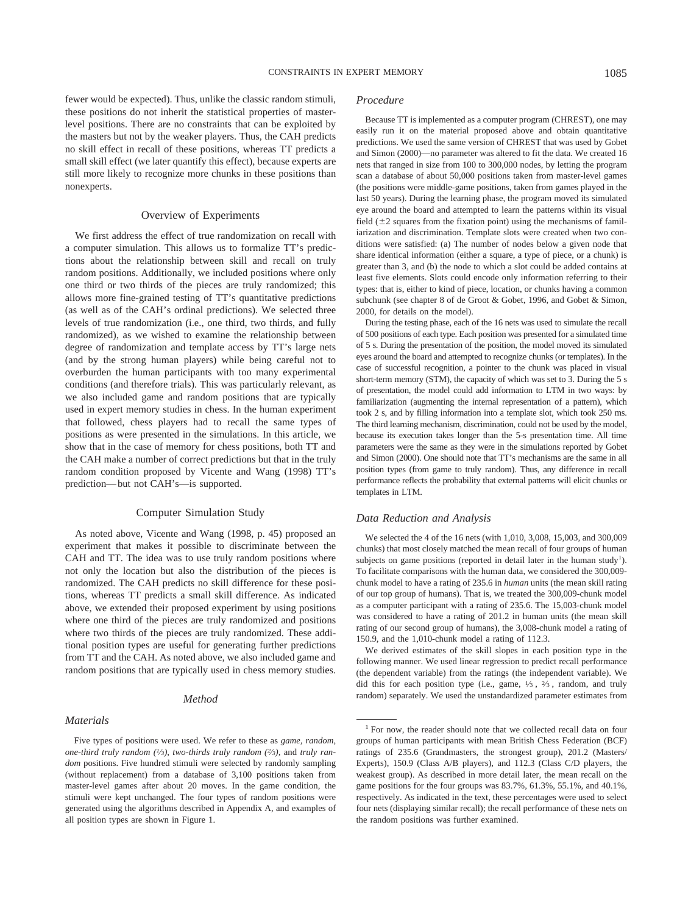fewer would be expected). Thus, unlike the classic random stimuli, these positions do not inherit the statistical properties of master-level positions. There are no constraints that can be exploited by the masters but not by the weaker players. Thus, the CAH predicts no skill effect in recall of these positions, whereas TT predicts a small skill effect (we later quantify this effect), because experts are still more likely to recognize more chunks in these positions than nonexperts.

## Overview of Experiments

We first address the effect of true randomization on recall with a computer simulation. This allows us to formalize TT's predictions about the relationship between skill and recall on truly random positions. Additionally, we included positions where only one third or two thirds of the pieces are truly randomized; this allows more fine-grained testing of TT's quantitative predictions (as well as of the CAH's ordinal predictions). We selected three levels of true randomization (i.e., one third, two thirds, and fully randomized), as we wished to examine the relationship between degree of randomization and template access by TT's large nets (and by the strong human players) while being careful not to overburden the human participants with too many experimental conditions (and therefore trials). This was particularly relevant, as we also included game and random positions that are typically used in expert memory studies in chess. In the human experiment that followed, chess players had to recall the same types of positions as were presented in the simulations. In this article, we show that in the case of memory for chess positions, both TT and the CAH make a number of correct predictions but that in the truly random condition proposed by Vicente and Wang (1998) TT's prediction—but not CAH's—is supported.

## Computer Simulation Study

As noted above, Vicente and Wang (1998, p. 45) proposed an experiment that makes it possible to discriminate between the CAH and TT. The idea was to use truly random positions where not only the location but also the distribution of the pieces is randomized. The CAH predicts no skill difference for these positions, whereas TT predicts a small skill difference. As indicated above, we extended their proposed experiment by using positions where one third of the pieces are truly randomized and positions where two thirds of the pieces are truly randomized. These additional position types are useful for generating further predictions from TT and the CAH. As noted above, we also included game and random positions that are typically used in chess memory studies.

### Method

#### *Materials*

Five types of positions were used. We refer to these as *game, random, one-third truly random (⅓), two-thirds truly random (⅔),* and *truly random* positions. Five hundred stimuli were selected by randomly sampling (without replacement) from a database of 3,100 positions taken from master-level games after about 20 moves. In the game condition, the stimuli were kept unchanged. The four types of random positions were generated using the algorithms described in Appendix A, and examples of all position types are shown in Figure 1.

#### *Procedure*

Because TT is implemented as a computer program (CHREST), one may easily run it on the material proposed above and obtain quantitative predictions. We used the same version of CHREST that was used by Gobet and Simon (2000)—no parameter was altered to fit the data. We created 16 nets that ranged in size from 100 to 300,000 nodes, by letting the program scan a database of about 50,000 positions taken from master-level games (the positions were middle-game positions, taken from games played in the last 50 years). During the learning phase, the program moved its simulated eye around the board and attempted to learn the patterns within its visual field (±2 squares from the fixation point) using the mechanisms of familiarization and discrimination. Template slots were created when two conditions were satisfied: (a) The number of nodes below a given node that share identical information (either a square, a type of piece, or a chunk) is greater than 3, and (b) the node to which a slot could be added contains at least five elements. Slots could encode only information referring to their types: that is, either to kind of piece, location, or chunks having a common subchunk (see chapter 8 of de Groot & Gobet, 1996, and Gobet & Simon, 2000, for details on the model).

During the testing phase, each of the 16 nets was used to simulate the recall of 500 positions of each type. Each position was presented for a simulated time of 5 s. During the presentation of the position, the model moved its simulated eyes around the board and attempted to recognize chunks (or templates). In the case of successful recognition, a pointer to the chunk was placed in visual short-term memory (STM), the capacity of which was set to 3. During the 5 s of presentation, the model could add information to LTM in two ways: by familiarization (augmenting the internal representation of a pattern), which took 2 s, and by filling information into a template slot, which took 250 ms. The third learning mechanism, discrimination, could not be used by the model, because its execution takes longer than the 5-s presentation time. All time parameters were the same as they were in the simulations reported by Gobet and Simon (2000). One should note that TT's mechanisms are the same in all position types (from game to truly random). Thus, any difference in recall performance reflects the probability that external patterns will elicit chunks or templates in LTM.

#### *Data Reduction and Analysis*

We selected the 4 of the 16 nets (with 1,010, 3,008, 15,003, and 300,009 chunks) that most closely matched the mean recall of four groups of human subjects on game positions (reported in detail later in the human study[1]). To facilitate comparisons with the human data, we considered the 300,009-chunk model to have a rating of 235.6 in *human* units (the mean skill rating of our top group of humans). That is, we treated the 300,009-chunk model as a computer participant with a rating of 235.6. The 15,003-chunk model was considered to have a rating of 201.2 in human units (the mean skill rating of our second group of humans), the 3,008-chunk model a rating of 150.9, and the 1,010-chunk model a rating of 112.3.

We derived estimates of the skill slopes in each position type in the following manner. We used linear regression to predict recall performance (the dependent variable) from the ratings (the independent variable). We did this for each position type (i.e., game, ⅓, ⅔, random, and truly random) separately. We used the unstandardized parameter estimates from

[1] For now, the reader should note that we collected recall data on four groups of human participants with mean British Chess Federation (BCF) ratings of 235.6 (Grandmasters, the strongest group), 201.2 (Masters/Experts), 150.9 (Class A/B players), and 112.3 (Class C/D players, the weakest group). As described in more detail later, the mean recall on the game positions for the four groups was 83.7%, 61.3%, 55.1%, and 40.1%, respectively. As indicated in the text, these percentages were used to select four nets (displaying similar recall); the recall performance of these nets on the random positions was further examined.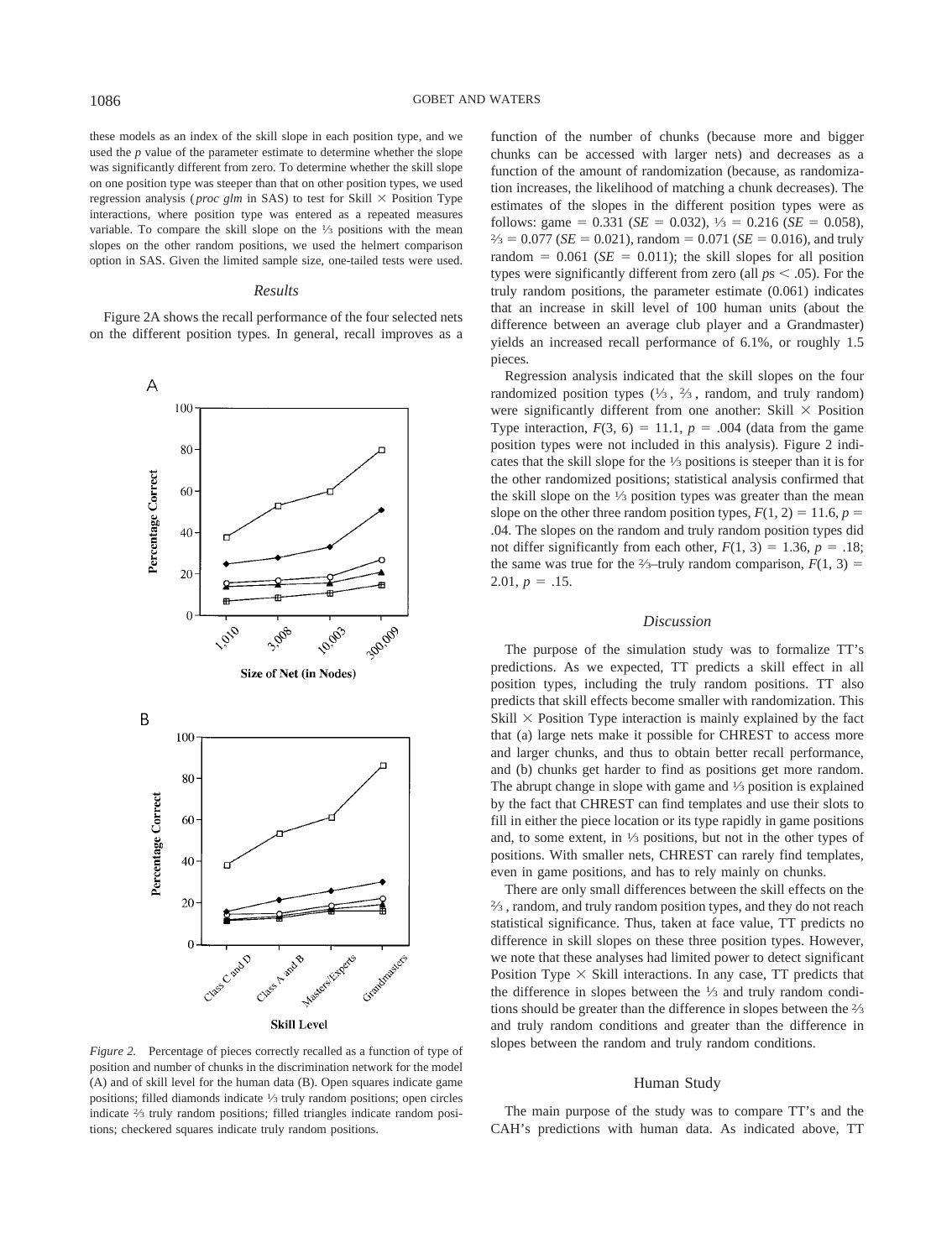these models as an index of the skill slope in each position type, and we used the *p* value of the parameter estimate to determine whether the slope was significantly different from zero. To determine whether the skill slope on one position type was steeper than that on other position types, we used regression analysis (*proc glm* in SAS) to test for Skill × Position Type interactions, where position type was entered as a repeated measures variable. To compare the skill slope on the ⅓ positions with the mean slopes on the other random positions, we used the helmert comparison option in SAS. Given the limited sample size, one-tailed tests were used.

### *Results*

Figure 2A shows the recall performance of the four selected nets on the different position types. In general, recall improves as a function of the number of chunks (because more and bigger chunks can be accessed with larger nets) and decreases as a function of the amount of randomization (because, as randomization increases, the likelihood of matching a chunk decreases). The estimates of the slopes in the different position types were as follows: game = 0.331 (*SE* = 0.032), ⅓ = 0.216 (*SE* = 0.058), ⅔ = 0.077 (*SE* = 0.021), random = 0.071 (*SE* = 0.016), and truly random = 0.061 (*SE* = 0.011); the skill slopes for all position types were significantly different from zero (all $ps < .05$). For the truly random positions, the parameter estimate (0.061) indicates that an increase in skill level of 100 human units (about the difference between an average club player and a Grandmaster) yields an increased recall performance of 6.1%, or roughly 1.5 pieces.

Regression analysis indicated that the skill slopes on the four randomized position types (⅓, ⅔, random, and truly random) were significantly different from one another: Skill × Position Type interaction, $F(3, 6) = 11.1$, $p = .004$ (data from the game position types were not included in this analysis). Figure 2 indicates that the skill slope for the ⅓ positions is steeper than it is for the other randomized positions; statistical analysis confirmed that the skill slope on the ⅓ position types was greater than the mean slope on the other three random position types, $F(1, 2) = 11.6$, $p = .04$. The slopes on the random and truly random position types did not differ significantly from each other, $F(1, 3) = 1.36$, $p = .18$; the same was true for the ⅔–truly random comparison, $F(1, 3) = 2.01$, $p = .15$.

Figure 2. Percentage of pieces correctly recalled as a function of type of position and number of chunks in the discrimination network for the model (A) and of skill level for the human data (B). Open squares indicate game positions; filled diamonds indicate ⅓ truly random positions; open circles indicate ⅔ truly random positions; filled triangles indicate random positions; checkered squares indicate truly random positions.

### *Discussion*

The purpose of the simulation study was to formalize TT's predictions. As we expected, TT predicts a skill effect in all position types, including the truly random positions. TT also predicts that skill effects become smaller with randomization. This Skill × Position Type interaction is mainly explained by the fact that (a) large nets make it possible for CHREST to access more and larger chunks, and thus to obtain better recall performance, and (b) chunks get harder to find as positions get more random. The abrupt change in slope with game and ⅓ position is explained by the fact that CHREST can find templates and use their slots to fill in either the piece location or its type rapidly in game positions and, to some extent, in ⅓ positions, but not in the other types of positions. With smaller nets, CHREST can rarely find templates, even in game positions, and has to rely mainly on chunks.

There are only small differences between the skill effects on the ⅔, random, and truly random position types, and they do not reach statistical significance. Thus, taken at face value, TT predicts no difference in skill slopes on these three position types. However, we note that these analyses had limited power to detect significant Position Type × Skill interactions. In any case, TT predicts that the difference in slopes between the ⅓ and truly random conditions should be greater than the difference in slopes between the ⅔ and truly random conditions and greater than the difference in slopes between the random and truly random conditions.

## Human Study

The main purpose of the study was to compare TT's and the CAH's predictions with human data. As indicated above, TT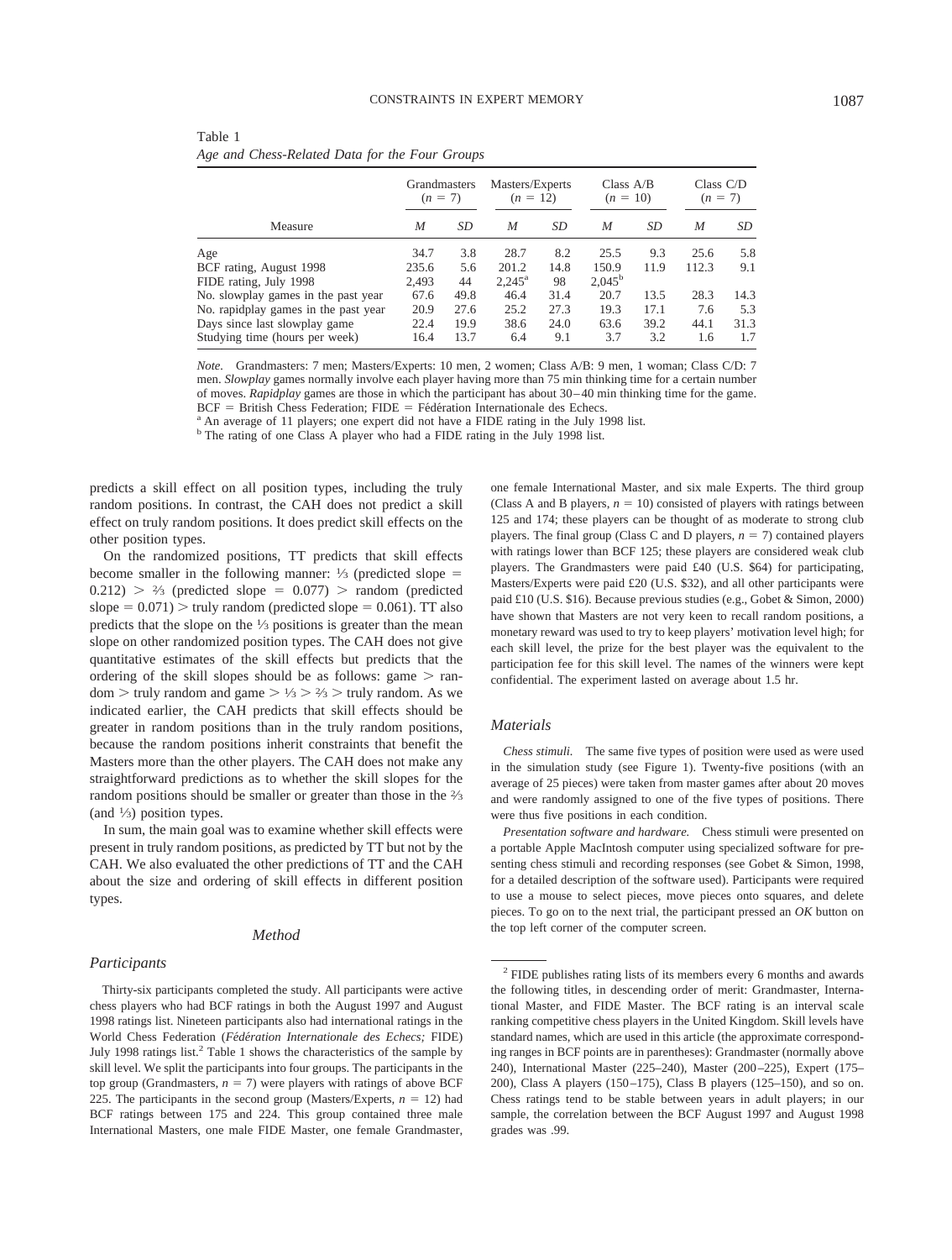Table 1
*Age and Chess-Related Data for the Four Groups*

| Measure | Grandmasters ($n$ = 7) | | Masters/Experts ($n$ = 12) | | Class A/B ($n$ = 10) | | Class C/D ($n$ = 7) | |
|---|---|---|---|---|---|---|---|---|
| | *M* | *SD* | *M* | *SD* | *M* | *SD* | *M* | *SD* |
| Age | 34.7 | 3.8 | 28.7 | 8.2 | 25.5 | 9.3 | 25.6 | 5.8 |
| BCF rating, August 1998 | 235.6 | 5.6 | 201.2 | 14.8 | 150.9 | 11.9 | 112.3 | 9.1 |
| FIDE rating, July 1998 | 2,493 | 44 | 2,245[a] | 98 | 2,045[b] | | | |
| No. slowplay games in the past year | 67.6 | 49.8 | 46.4 | 31.4 | 20.7 | 13.5 | 28.3 | 14.3 |
| No. rapidplay games in the past year | 20.9 | 27.6 | 25.2 | 27.3 | 19.3 | 17.1 | 7.6 | 5.3 |
| Days since last slowplay game | 22.4 | 19.9 | 38.6 | 24.0 | 63.6 | 39.2 | 44.1 | 31.3 |
| Studying time (hours per week) | 16.4 | 13.7 | 6.4 | 9.1 | 3.7 | 3.2 | 1.6 | 1.7 |

*Note.* Grandmasters: 7 men; Masters/Experts: 10 men, 2 women; Class A/B: 9 men, 1 woman; Class C/D: 7 men. *Slowplay* games normally involve each player having more than 75 min thinking time for a certain number of moves. *Rapidplay* games are those in which the participant has about 30–40 min thinking time for the game. BCF = British Chess Federation; FIDE = Fédération Internationale des Echecs.
[a] An average of 11 players; one expert did not have a FIDE rating in the July 1998 list.
[b] The rating of one Class A player who had a FIDE rating in the July 1998 list.

predicts a skill effect on all position types, including the truly random positions. In contrast, the CAH does not predict a skill effect on truly random positions. It does predict skill effects on the other position types.

On the randomized positions, TT predicts that skill effects become smaller in the following manner: ⅓ (predicted slope = 0.212) > ⅔ (predicted slope = 0.077) > random (predicted slope = 0.071) > truly random (predicted slope = 0.061). TT also predicts that the slope on the ⅓ positions is greater than the mean slope on other randomized position types. The CAH does not give quantitative estimates of the skill effects but predicts that the ordering of the skill slopes should be as follows: game > random > truly random and game > ⅓ > ⅔ > truly random. As we indicated earlier, the CAH predicts that skill effects should be greater in random positions than in the truly random positions, because the random positions inherit constraints that benefit the Masters more than the other players. The CAH does not make any straightforward predictions as to whether the skill slopes for the random positions should be smaller or greater than those in the ⅔ (and ⅓) position types.

In sum, the main goal was to examine whether skill effects were present in truly random positions, as predicted by TT but not by the CAH. We also evaluated the other predictions of TT and the CAH about the size and ordering of skill effects in different position types.

## Method

### Participants

Thirty-six participants completed the study. All participants were active chess players who had BCF ratings in both the August 1997 and August 1998 ratings list. Nineteen participants also had international ratings in the World Chess Federation (*Fédération Internationale des Echecs;* FIDE) July 1998 ratings list.[2] Table 1 shows the characteristics of the sample by skill level. We split the participants into four groups. The participants in the top group (Grandmasters, $n = 7$) were players with ratings of above BCF 225. The participants in the second group (Masters/Experts, $n = 12$) had BCF ratings between 175 and 224. This group contained three male International Masters, one male FIDE Master, one female Grandmaster, one female International Master, and six male Experts. The third group (Class A and B players, $n = 10$) consisted of players with ratings between 125 and 174; these players can be thought of as moderate to strong club players. The final group (Class C and D players, $n = 7$) contained players with ratings lower than BCF 125; these players are considered weak club players. The Grandmasters were paid £40 (U.S. $64) for participating, Masters/Experts were paid £20 (U.S. $32), and all other participants were paid £10 (U.S. $16). Because previous studies (e.g., Gobet & Simon, 2000) have shown that Masters are not very keen to recall random positions, a monetary reward was used to try to keep players' motivation level high; for each skill level, the prize for the best player was the equivalent to the participation fee for this skill level. The names of the winners were kept confidential. The experiment lasted on average about 1.5 hr.

### Materials

*Chess stimuli.* The same five types of position were used as were used in the simulation study (see Figure 1). Twenty-five positions (with an average of 25 pieces) were taken from master games after about 20 moves and were randomly assigned to one of the five types of positions. There were thus five positions in each condition.

*Presentation software and hardware.* Chess stimuli were presented on a portable Apple MacIntosh computer using specialized software for presenting chess stimuli and recording responses (see Gobet & Simon, 1998, for a detailed description of the software used). Participants were required to use a mouse to select pieces, move pieces onto squares, and delete pieces. To go on to the next trial, the participant pressed an *OK* button on the top left corner of the computer screen.

[2] FIDE publishes rating lists of its members every 6 months and awards the following titles, in descending order of merit: Grandmaster, International Master, and FIDE Master. The BCF rating is an interval scale ranking competitive chess players in the United Kingdom. Skill levels have standard names, which are used in this article (the approximate corresponding ranges in BCF points are in parentheses): Grandmaster (normally above 240), International Master (225–240), Master (200–225), Expert (175–200), Class A players (150–175), Class B players (125–150), and so on. Chess ratings tend to be stable between years in adult players; in our sample, the correlation between the BCF August 1997 and August 1998 grades was .99.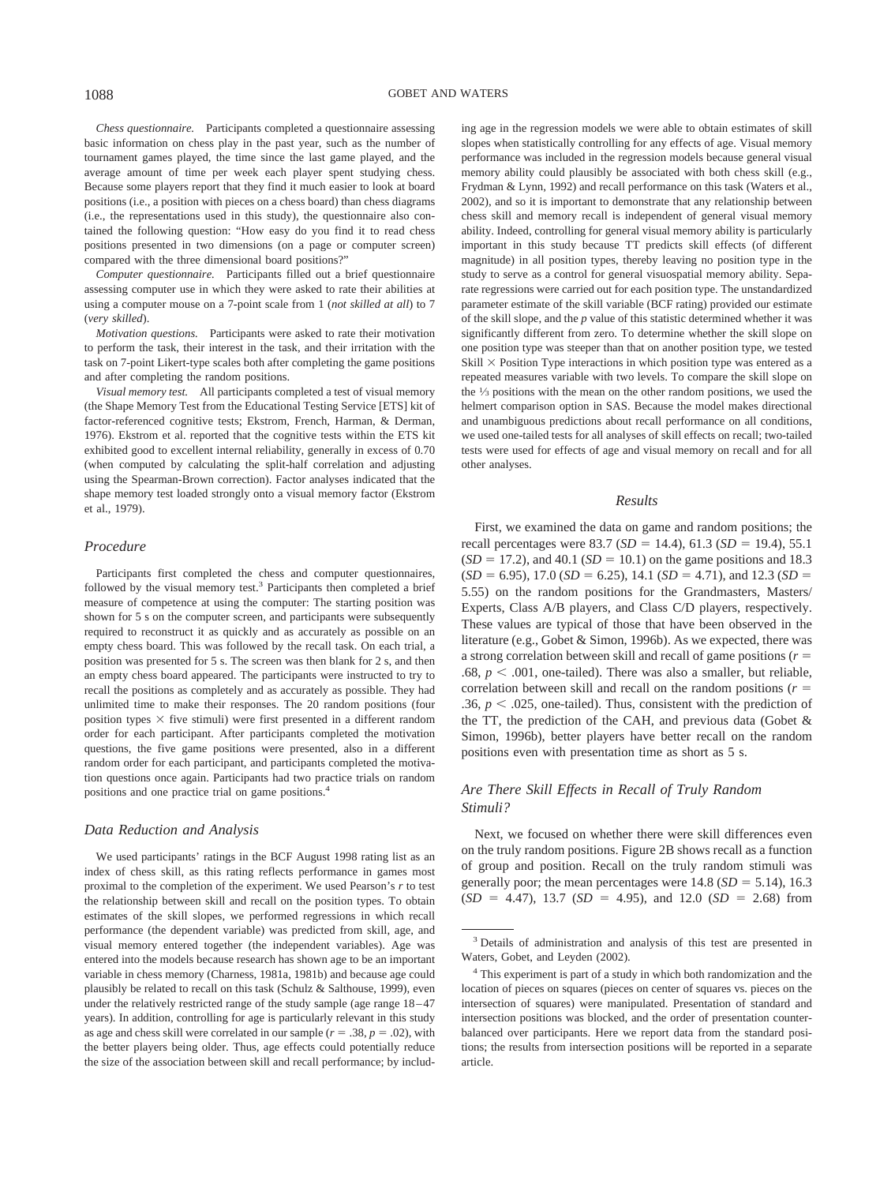*Chess questionnaire.* Participants completed a questionnaire assessing basic information on chess play in the past year, such as the number of tournament games played, the time since the last game played, and the average amount of time per week each player spent studying chess. Because some players report that they find it much easier to look at board positions (i.e., a position with pieces on a chess board) than chess diagrams (i.e., the representations used in this study), the questionnaire also contained the following question: "How easy do you find it to read chess positions presented in two dimensions (on a page or computer screen) compared with the three dimensional board positions?"

*Computer questionnaire.* Participants filled out a brief questionnaire assessing computer use in which they were asked to rate their abilities at using a computer mouse on a 7-point scale from 1 (*not skilled at all*) to 7 (*very skilled*).

*Motivation questions.* Participants were asked to rate their motivation to perform the task, their interest in the task, and their irritation with the task on 7-point Likert-type scales both after completing the game positions and after completing the random positions.

*Visual memory test.* All participants completed a test of visual memory (the Shape Memory Test from the Educational Testing Service [ETS] kit of factor-referenced cognitive tests; Ekstrom, French, Harman, & Derman, 1976). Ekstrom et al. reported that the cognitive tests within the ETS kit exhibited good to excellent internal reliability, generally in excess of 0.70 (when computed by calculating the split-half correlation and adjusting using the Spearman-Brown correction). Factor analyses indicated that the shape memory test loaded strongly onto a visual memory factor (Ekstrom et al., 1979).

## Procedure

Participants first completed the chess and computer questionnaires, followed by the visual memory test.[3] Participants then completed a brief measure of competence at using the computer: The starting position was shown for 5 s on the computer screen, and participants were subsequently required to reconstruct it as quickly and as accurately as possible on an empty chess board. This was followed by the recall task. On each trial, a position was presented for 5 s. The screen was then blank for 2 s, and then an empty chess board appeared. The participants were instructed to try to recall the positions as completely and as accurately as possible. They had unlimited time to make their responses. The 20 random positions (four position types × five stimuli) were first presented in a different random order for each participant. After participants completed the motivation questions, the five game positions were presented, also in a different random order for each participant, and participants completed the motivation questions once again. Participants had two practice trials on random positions and one practice trial on game positions.[4]

## Data Reduction and Analysis

We used participants' ratings in the BCF August 1998 rating list as an index of chess skill, as this rating reflects performance in games most proximal to the completion of the experiment. We used Pearson's $r$ to test the relationship between skill and recall on the position types. To obtain estimates of the skill slopes, we performed regressions in which recall performance (the dependent variable) was predicted from skill, age, and visual memory entered together (the independent variables). Age was entered into the models because research has shown age to be an important variable in chess memory (Charness, 1981a, 1981b) and because age could plausibly be related to recall on this task (Schulz & Salthouse, 1999), even under the relatively restricted range of the study sample (age range 18–47 years). In addition, controlling for age is particularly relevant in this study as age and chess skill were correlated in our sample ($r = .38$, $p = .02$), with the better players being older. Thus, age effects could potentially reduce the size of the association between skill and recall performance; by including age in the regression models we were able to obtain estimates of skill slopes when statistically controlling for any effects of age. Visual memory performance was included in the regression models because general visual memory ability could plausibly be associated with both chess skill (e.g., Frydman & Lynn, 1992) and recall performance on this task (Waters et al., 2002), and so it is important to demonstrate that any relationship between chess skill and memory recall is independent of general visual memory ability. Indeed, controlling for general visual memory ability is particularly important in this study because TT predicts skill effects (of different magnitude) in all position types, thereby leaving no position type in the study to serve as a control for general visuospatial memory ability. Separate regressions were carried out for each position type. The unstandardized parameter estimate of the skill variable (BCF rating) provided our estimate of the skill slope, and the $p$ value of this statistic determined whether it was significantly different from zero. To determine whether the skill slope on one position type was steeper than that on another position type, we tested Skill × Position Type interactions in which position type was entered as a repeated measures variable with two levels. To compare the skill slope on the ⅓ positions with the mean on the other random positions, we used the helmert comparison option in SAS. Because the model makes directional and unambiguous predictions about recall performance on all conditions, we used one-tailed tests for all analyses of skill effects on recall; two-tailed tests were used for effects of age and visual memory on recall and for all other analyses.

## Results

First, we examined the data on game and random positions; the recall percentages were 83.7 ($SD = 14.4$), 61.3 ($SD = 19.4$), 55.1 ($SD = 17.2$), and 40.1 ($SD = 10.1$) on the game positions and 18.3 ($SD = 6.95$), 17.0 ($SD = 6.25$), 14.1 ($SD = 4.71$), and 12.3 ($SD = 5.55$) on the random positions for the Grandmasters, Masters/Experts, Class A/B players, and Class C/D players, respectively. These values are typical of those that have been observed in the literature (e.g., Gobet & Simon, 1996b). As we expected, there was a strong correlation between skill and recall of game positions ($r = .68$, $p < .001$, one-tailed). There was also a smaller, but reliable, correlation between skill and recall on the random positions ($r = .36$, $p < .025$, one-tailed). Thus, consistent with the prediction of the TT, the prediction of the CAH, and previous data (Gobet & Simon, 1996b), better players have better recall on the random positions even with presentation time as short as 5 s.

### Are There Skill Effects in Recall of Truly Random Stimuli?

Next, we focused on whether there were skill differences even on the truly random positions. Figure 2B shows recall as a function of group and position. Recall on the truly random stimuli was generally poor; the mean percentages were 14.8 ($SD = 5.14$), 16.3 ($SD = 4.47$), 13.7 ($SD = 4.95$), and 12.0 ($SD = 2.68$) from

---

[3] Details of administration and analysis of this test are presented in Waters, Gobet, and Leyden (2002).

[4] This experiment is part of a study in which both randomization and the location of pieces on squares (pieces on center of squares vs. pieces on the intersection of squares) were manipulated. Presentation of standard and intersection positions was blocked, and the order of presentation counterbalanced over participants. Here we report data from the standard positions; the results from intersection positions will be reported in a separate article.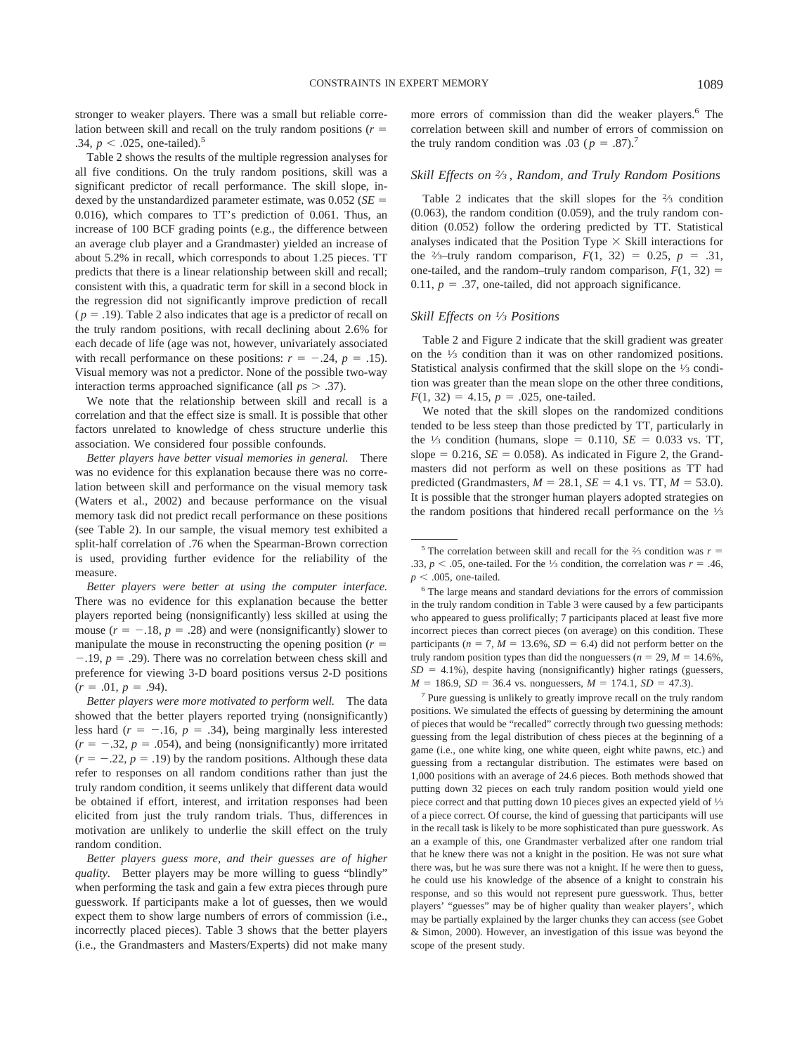stronger to weaker players. There was a small but reliable correlation between skill and recall on the truly random positions ($r =$ .34, $p < .025$, one-tailed).[5]

Table 2 shows the results of the multiple regression analyses for all five conditions. On the truly random positions, skill was a significant predictor of recall performance. The skill slope, indexed by the unstandardized parameter estimate, was 0.052 ($SE =$ 0.016), which compares to TT's prediction of 0.061. Thus, an increase of 100 BCF grading points (e.g., the difference between an average club player and a Grandmaster) yielded an increase of about 5.2% in recall, which corresponds to about 1.25 pieces. TT predicts that there is a linear relationship between skill and recall; consistent with this, a quadratic term for skill in a second block in the regression did not significantly improve prediction of recall ($p = .19$). Table 2 also indicates that age is a predictor of recall on the truly random positions, with recall declining about 2.6% for each decade of life (age was not, however, univariately associated with recall performance on these positions: $r = -.24$, $p = .15$). Visual memory was not a predictor. None of the possible two-way interaction terms approached significance (all $ps > .37$).

We note that the relationship between skill and recall is a correlation and that the effect size is small. It is possible that other factors unrelated to knowledge of chess structure underlie this association. We considered four possible confounds.

*Better players have better visual memories in general.* There was no evidence for this explanation because there was no correlation between skill and performance on the visual memory task (Waters et al., 2002) and because performance on the visual memory task did not predict recall performance on these positions (see Table 2). In our sample, the visual memory test exhibited a split-half correlation of .76 when the Spearman-Brown correction is used, providing further evidence for the reliability of the measure.

*Better players were better at using the computer interface.* There was no evidence for this explanation because the better players reported being (nonsignificantly) less skilled at using the mouse ($r = -.18$, $p = .28$) and were (nonsignificantly) slower to manipulate the mouse in reconstructing the opening position ($r =$ $-.19$, $p = .29$). There was no correlation between chess skill and preference for viewing 3-D board positions versus 2-D positions ($r = .01$, $p = .94$).

*Better players were more motivated to perform well.* The data showed that the better players reported trying (nonsignificantly) less hard ($r = -.16$, $p = .34$), being marginally less interested ($r = -.32$, $p = .054$), and being (nonsignificantly) more irritated ($r = -.22$, $p = .19$) by the random positions. Although these data refer to responses on all random conditions rather than just the truly random condition, it seems unlikely that different data would be obtained if effort, interest, and irritation responses had been elicited from just the truly random trials. Thus, differences in motivation are unlikely to underlie the skill effect on the truly random condition.

*Better players guess more, and their guesses are of higher quality.* Better players may be more willing to guess "blindly" when performing the task and gain a few extra pieces through pure guesswork. If participants make a lot of guesses, then we would expect them to show large numbers of errors of commission (i.e., incorrectly placed pieces). Table 3 shows that the better players (i.e., the Grandmasters and Masters/Experts) did not make many more errors of commission than did the weaker players.[6] The correlation between skill and number of errors of commission on the truly random condition was .03 ($p = .87$).[7]

### *Skill Effects on ⅔, Random, and Truly Random Positions*

Table 2 indicates that the skill slopes for the ⅔ condition (0.063), the random condition (0.059), and the truly random condition (0.052) follow the ordering predicted by TT. Statistical analyses indicated that the Position Type × Skill interactions for the ⅔–truly random comparison, $F(1, 32) = 0.25$, $p = .31$, one-tailed, and the random–truly random comparison, $F(1, 32) =$ 0.11, $p = .37$, one-tailed, did not approach significance.

### *Skill Effects on ⅓ Positions*

Table 2 and Figure 2 indicate that the skill gradient was greater on the ⅓ condition than it was on other randomized positions. Statistical analysis confirmed that the skill slope on the ⅓ condition was greater than the mean slope on the other three conditions, $F(1, 32) = 4.15$, $p = .025$, one-tailed.

We noted that the skill slopes on the randomized conditions tended to be less steep than those predicted by TT, particularly in the ⅓ condition (humans, slope = 0.110, $SE$ = 0.033 vs. TT, slope = 0.216, $SE$ = 0.058). As indicated in Figure 2, the Grandmasters did not perform as well on these positions as TT had predicted (Grandmasters, $M$ = 28.1, $SE$ = 4.1 vs. TT, $M$ = 53.0). It is possible that the stronger human players adopted strategies on the random positions that hindered recall performance on the ⅓

---

[5] The correlation between skill and recall for the ⅔ condition was $r =$ .33, $p < .05$, one-tailed. For the ⅓ condition, the correlation was $r = .46$, $p < .005$, one-tailed.

[6] The large means and standard deviations for the errors of commission in the truly random condition in Table 3 were caused by a few participants who appeared to guess prolifically; 7 participants placed at least five more incorrect pieces than correct pieces (on average) on this condition. These participants ($n = 7$, $M$ = 13.6%, $SD$ = 6.4) did not perform better on the truly random position types than did the nonguessers ($n = 29$, $M$ = 14.6%, $SD$ = 4.1%), despite having (nonsignificantly) higher ratings (guessers, $M$ = 186.9, $SD$ = 36.4 vs. nonguessers, $M$ = 174.1, $SD$ = 47.3).

[7] Pure guessing is unlikely to greatly improve recall on the truly random positions. We simulated the effects of guessing by determining the amount of pieces that would be "recalled" correctly through two guessing methods: guessing from the legal distribution of chess pieces at the beginning of a game (i.e., one white king, one white queen, eight white pawns, etc.) and guessing from a rectangular distribution. The estimates were based on 1,000 positions with an average of 24.6 pieces. Both methods showed that putting down 32 pieces on each truly random position would yield one piece correct and that putting down 10 pieces gives an expected yield of ⅓ of a piece correct. Of course, the kind of guessing that participants will use in the recall task is likely to be more sophisticated than pure guesswork. As an example of this, one Grandmaster verbalized after one random trial that he knew there was not a knight in the position. He was not sure what there was, but he was sure there was not a knight. If he were then to guess, he could use his knowledge of the absence of a knight to constrain his response, and so this would not represent pure guesswork. Thus, better players' "guesses" may be of higher quality than weaker players', which may be partially explained by the larger chunks they can access (see Gobet & Simon, 2000). However, an investigation of this issue was beyond the scope of the present study.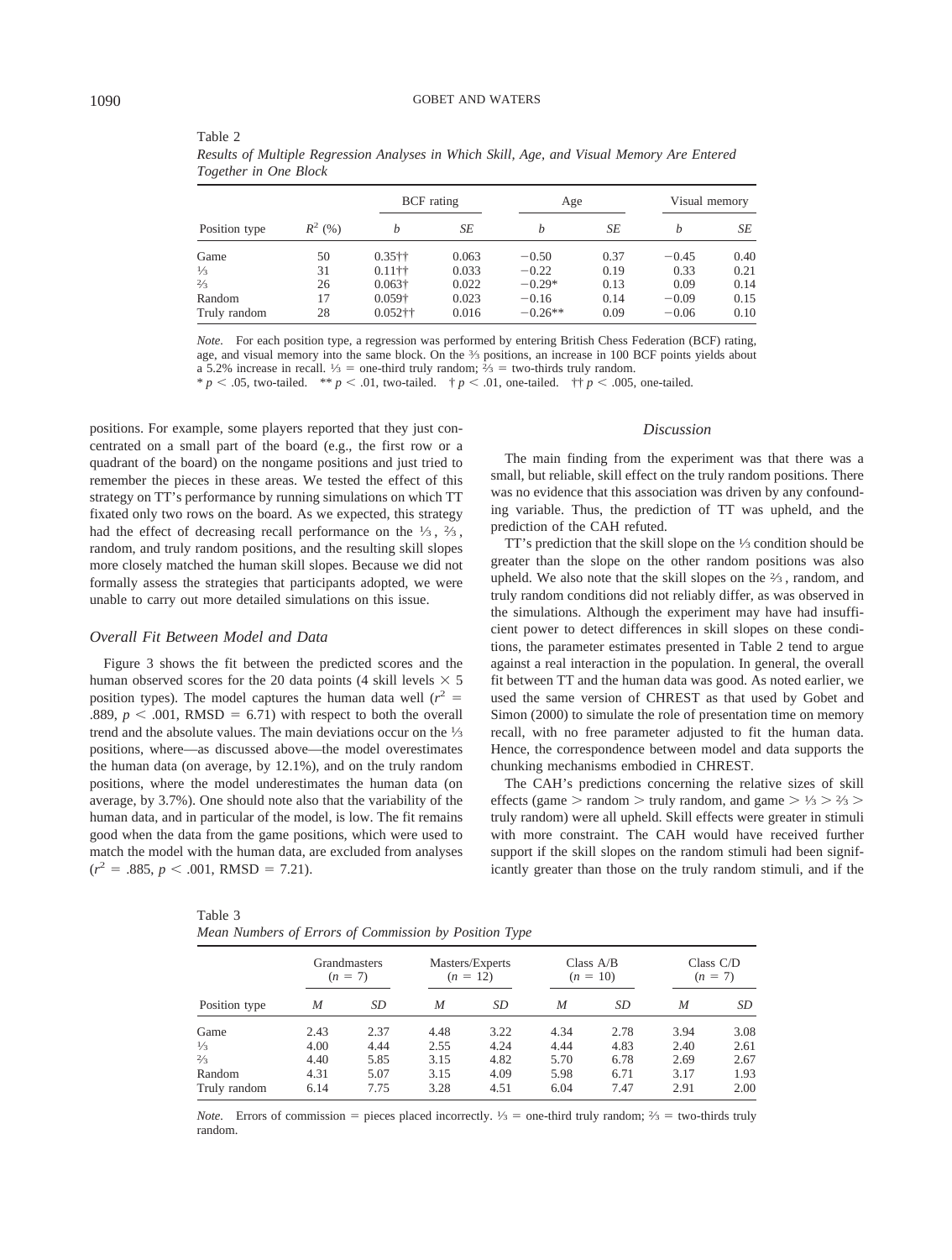Table 2
*Results of Multiple Regression Analyses in Which Skill, Age, and Visual Memory Are Entered Together in One Block*

| Position type | $R^2$ (%) | BCF rating | | Age | | Visual memory | |
|---|---|---|---|---|---|---|---|
| | | *b* | *SE* | *b* | *SE* | *b* | *SE* |
| Game | 50 | 0.35†† | 0.063 | −0.50 | 0.37 | −0.45 | 0.40 |
| ⅓ | 31 | 0.11†† | 0.033 | −0.22 | 0.19 | 0.33 | 0.21 |
| ⅔ | 26 | 0.063† | 0.022 | −0.29* | 0.13 | 0.09 | 0.14 |
| Random | 17 | 0.059† | 0.023 | −0.16 | 0.14 | −0.09 | 0.15 |
| Truly random | 28 | 0.052†† | 0.016 | −0.26** | 0.09 | −0.06 | 0.10 |

*Note.* For each position type, a regression was performed by entering British Chess Federation (BCF) rating, age, and visual memory into the same block. On the ⅔ positions, an increase in 100 BCF points yields about a 5.2% increase in recall. ⅓ = one-third truly random; ⅔ = two-thirds truly random.
* $p < .05$, two-tailed. ** $p < .01$, two-tailed. † $p < .01$, one-tailed. †† $p < .005$, one-tailed.

positions. For example, some players reported that they just concentrated on a small part of the board (e.g., the first row or a quadrant of the board) on the nongame positions and just tried to remember the pieces in these areas. We tested the effect of this strategy on TT's performance by running simulations on which TT fixated only two rows on the board. As we expected, this strategy had the effect of decreasing recall performance on the ⅓, ⅔, random, and truly random positions, and the resulting skill slopes more closely matched the human skill slopes. Because we did not formally assess the strategies that participants adopted, we were unable to carry out more detailed simulations on this issue.

### *Overall Fit Between Model and Data*

Figure 3 shows the fit between the predicted scores and the human observed scores for the 20 data points (4 skill levels × 5 position types). The model captures the human data well ($r^2 = .889$, $p < .001$, RMSD = 6.71) with respect to both the overall trend and the absolute values. The main deviations occur on the ⅓ positions, where—as discussed above—the model overestimates the human data (on average, by 12.1%), and on the truly random positions, where the model underestimates the human data (on average, by 3.7%). One should note also that the variability of the human data, and in particular of the model, is low. The fit remains good when the data from the game positions, which were used to match the model with the human data, are excluded from analyses ($r^2 = .885$, $p < .001$, RMSD = 7.21).

### *Discussion*

The main finding from the experiment was that there was a small, but reliable, skill effect on the truly random positions. There was no evidence that this association was driven by any confounding variable. Thus, the prediction of TT was upheld, and the prediction of the CAH refuted.

TT's prediction that the skill slope on the ⅓ condition should be greater than the slope on the other random positions was also upheld. We also note that the skill slopes on the ⅔, random, and truly random conditions did not reliably differ, as was observed in the simulations. Although the experiment may have had insufficient power to detect differences in skill slopes on these conditions, the parameter estimates presented in Table 2 tend to argue against a real interaction in the population. In general, the overall fit between TT and the human data was good. As noted earlier, we used the same version of CHREST as that used by Gobet and Simon (2000) to simulate the role of presentation time on memory recall, with no free parameter adjusted to fit the human data. Hence, the correspondence between model and data supports the chunking mechanisms embodied in CHREST.

The CAH's predictions concerning the relative sizes of skill effects (game > random > truly random, and game > ⅓ > ⅔ > truly random) were all upheld. Skill effects were greater in stimuli with more constraint. The CAH would have received further support if the skill slopes on the random stimuli had been significantly greater than those on the truly random stimuli, and if the

Table 3
*Mean Numbers of Errors of Commission by Position Type*

| Position type | Grandmasters ($n$ = 7) | | Masters/Experts ($n$ = 12) | | Class A/B ($n$ = 10) | | Class C/D ($n$ = 7) | |
|---|---|---|---|---|---|---|---|---|
| | *M* | *SD* | *M* | *SD* | *M* | *SD* | *M* | *SD* |
| Game | 2.43 | 2.37 | 4.48 | 3.22 | 4.34 | 2.78 | 3.94 | 3.08 |
| ⅓ | 4.00 | 4.44 | 2.55 | 4.24 | 4.44 | 4.83 | 2.40 | 2.61 |
| ⅔ | 4.40 | 5.85 | 3.15 | 4.82 | 5.70 | 6.78 | 2.69 | 2.67 |
| Random | 4.31 | 5.07 | 3.15 | 4.09 | 5.98 | 6.71 | 3.17 | 1.93 |
| Truly random | 6.14 | 7.75 | 3.28 | 4.51 | 6.04 | 7.47 | 2.91 | 2.00 |

*Note.* Errors of commission = pieces placed incorrectly. ⅓ = one-third truly random; ⅔ = two-thirds truly random.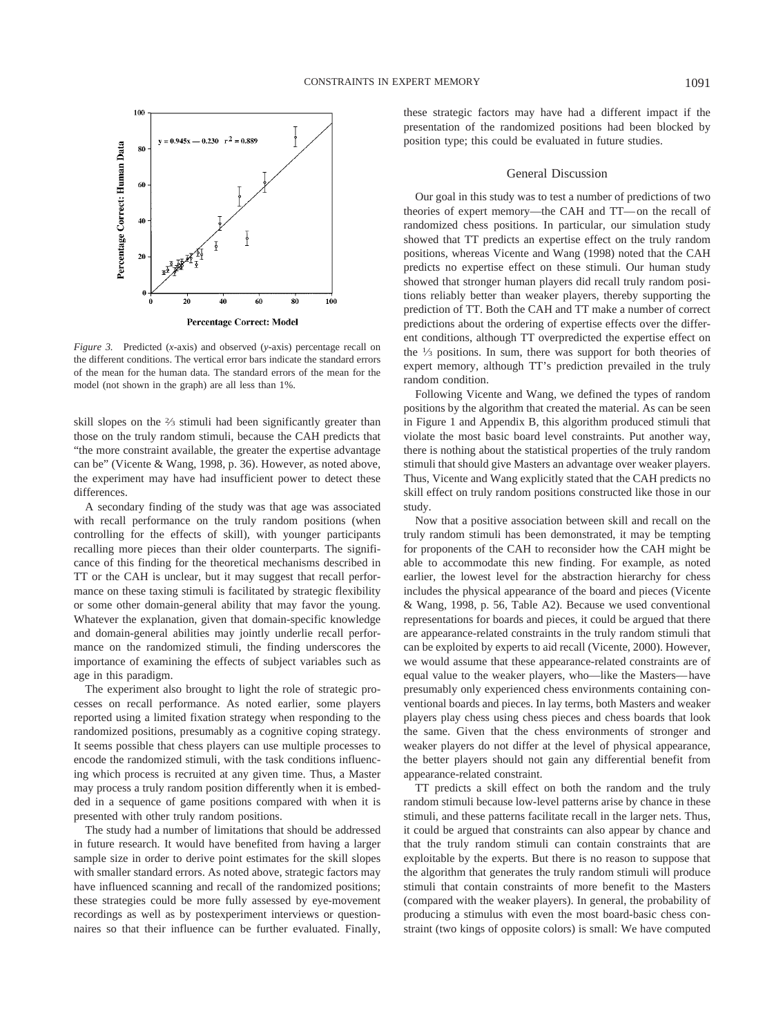y = 0.945x — 0.230  $r^2$ = 0.889

Percentage Correct: Human Data

Percentage Correct: Model

0
20
40
60
80
100

*Figure 3.* Predicted (*x*-axis) and observed (*y*-axis) percentage recall on the different conditions. The vertical error bars indicate the standard errors of the mean for the human data. The standard errors of the mean for the model (not shown in the graph) are all less than 1%.

skill slopes on the ⅔ stimuli had been significantly greater than those on the truly random stimuli, because the CAH predicts that "the more constraint available, the greater the expertise advantage can be" (Vicente & Wang, 1998, p. 36). However, as noted above, the experiment may have had insufficient power to detect these differences.

A secondary finding of the study was that age was associated with recall performance on the truly random positions (when controlling for the effects of skill), with younger participants recalling more pieces than their older counterparts. The significance of this finding for the theoretical mechanisms described in TT or the CAH is unclear, but it may suggest that recall performance on these taxing stimuli is facilitated by strategic flexibility or some other domain-general ability that may favor the young. Whatever the explanation, given that domain-specific knowledge and domain-general abilities may jointly underlie recall performance on the randomized stimuli, the finding underscores the importance of examining the effects of subject variables such as age in this paradigm.

The experiment also brought to light the role of strategic processes on recall performance. As noted earlier, some players reported using a limited fixation strategy when responding to the randomized positions, presumably as a cognitive coping strategy. It seems possible that chess players can use multiple processes to encode the randomized stimuli, with the task conditions influencing which process is recruited at any given time. Thus, a Master may process a truly random position differently when it is embedded in a sequence of game positions compared with when it is presented with other truly random positions.

The study had a number of limitations that should be addressed in future research. It would have benefited from having a larger sample size in order to derive point estimates for the skill slopes with smaller standard errors. As noted above, strategic factors may have influenced scanning and recall of the randomized positions; these strategies could be more fully assessed by eye-movement recordings as well as by postexperiment interviews or questionnaires so that their influence can be further evaluated. Finally, these strategic factors may have had a different impact if the presentation of the randomized positions had been blocked by position type; this could be evaluated in future studies.

## General Discussion

Our goal in this study was to test a number of predictions of two theories of expert memory—the CAH and TT—on the recall of randomized chess positions. In particular, our simulation study showed that TT predicts an expertise effect on the truly random positions, whereas Vicente and Wang (1998) noted that the CAH predicts no expertise effect on these stimuli. Our human study showed that stronger human players did recall truly random positions reliably better than weaker players, thereby supporting the prediction of TT. Both the CAH and TT make a number of correct predictions about the ordering of expertise effects over the different conditions, although TT overpredicted the expertise effect on the ⅓ positions. In sum, there was support for both theories of expert memory, although TT's prediction prevailed in the truly random condition.

Following Vicente and Wang, we defined the types of random positions by the algorithm that created the material. As can be seen in Figure 1 and Appendix B, this algorithm produced stimuli that violate the most basic board level constraints. Put another way, there is nothing about the statistical properties of the truly random stimuli that should give Masters an advantage over weaker players. Thus, Vicente and Wang explicitly stated that the CAH predicts no skill effect on truly random positions constructed like those in our study.

Now that a positive association between skill and recall on the truly random stimuli has been demonstrated, it may be tempting for proponents of the CAH to reconsider how the CAH might be able to accommodate this new finding. For example, as noted earlier, the lowest level for the abstraction hierarchy for chess includes the physical appearance of the board and pieces (Vicente & Wang, 1998, p. 56, Table A2). Because we used conventional representations for boards and pieces, it could be argued that there are appearance-related constraints in the truly random stimuli that can be exploited by experts to aid recall (Vicente, 2000). However, we would assume that these appearance-related constraints are of equal value to the weaker players, who—like the Masters—have presumably only experienced chess environments containing conventional boards and pieces. In lay terms, both Masters and weaker players play chess using chess pieces and chess boards that look the same. Given that the chess environments of stronger and weaker players do not differ at the level of physical appearance, the better players should not gain any differential benefit from appearance-related constraint.

TT predicts a skill effect on both the random and the truly random stimuli because low-level patterns arise by chance in these stimuli, and these patterns facilitate recall in the larger nets. Thus, it could be argued that constraints can also appear by chance and that the truly random stimuli can contain constraints that are exploitable by the experts. But there is no reason to suppose that the algorithm that generates the truly random stimuli will produce stimuli that contain constraints of more benefit to the Masters (compared with the weaker players). In general, the probability of producing a stimulus with even the most board-basic chess constraint (two kings of opposite colors) is small: We have computed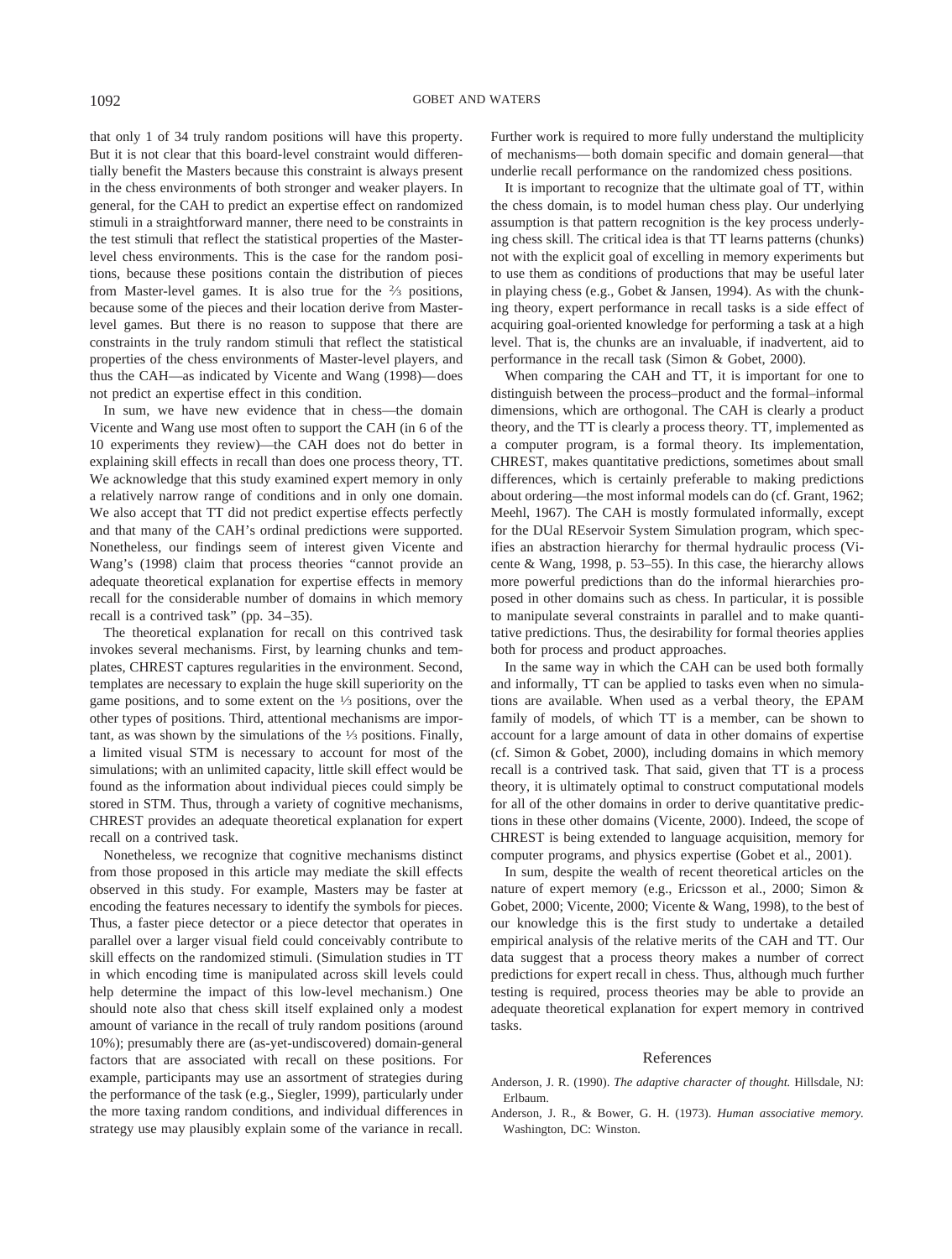that only 1 of 34 truly random positions will have this property. But it is not clear that this board-level constraint would differentially benefit the Masters because this constraint is always present in the chess environments of both stronger and weaker players. In general, for the CAH to predict an expertise effect on randomized stimuli in a straightforward manner, there need to be constraints in the test stimuli that reflect the statistical properties of the Master-level chess environments. This is the case for the random positions, because these positions contain the distribution of pieces from Master-level games. It is also true for the ⅔ positions, because some of the pieces and their location derive from Master-level games. But there is no reason to suppose that there are constraints in the truly random stimuli that reflect the statistical properties of the chess environments of Master-level players, and thus the CAH—as indicated by Vicente and Wang (1998)—does not predict an expertise effect in this condition.

In sum, we have new evidence that in chess—the domain Vicente and Wang use most often to support the CAH (in 6 of the 10 experiments they review)—the CAH does not do better in explaining skill effects in recall than does one process theory, TT. We acknowledge that this study examined expert memory in only a relatively narrow range of conditions and in only one domain. We also accept that TT did not predict expertise effects perfectly and that many of the CAH's ordinal predictions were supported. Nonetheless, our findings seem of interest given Vicente and Wang's (1998) claim that process theories "cannot provide an adequate theoretical explanation for expertise effects in memory recall for the considerable number of domains in which memory recall is a contrived task" (pp. 34–35).

The theoretical explanation for recall on this contrived task invokes several mechanisms. First, by learning chunks and templates, CHREST captures regularities in the environment. Second, templates are necessary to explain the huge skill superiority on the game positions, and to some extent on the ⅓ positions, over the other types of positions. Third, attentional mechanisms are important, as was shown by the simulations of the ⅓ positions. Finally, a limited visual STM is necessary to account for most of the simulations; with an unlimited capacity, little skill effect would be found as the information about individual pieces could simply be stored in STM. Thus, through a variety of cognitive mechanisms, CHREST provides an adequate theoretical explanation for expert recall on a contrived task.

Nonetheless, we recognize that cognitive mechanisms distinct from those proposed in this article may mediate the skill effects observed in this study. For example, Masters may be faster at encoding the features necessary to identify the symbols for pieces. Thus, a faster piece detector or a piece detector that operates in parallel over a larger visual field could conceivably contribute to skill effects on the randomized stimuli. (Simulation studies in TT in which encoding time is manipulated across skill levels could help determine the impact of this low-level mechanism.) One should note also that chess skill itself explained only a modest amount of variance in the recall of truly random positions (around 10%); presumably there are (as-yet-undiscovered) domain-general factors that are associated with recall on these positions. For example, participants may use an assortment of strategies during the performance of the task (e.g., Siegler, 1999), particularly under the more taxing random conditions, and individual differences in strategy use may plausibly explain some of the variance in recall. Further work is required to more fully understand the multiplicity of mechanisms—both domain specific and domain general—that underlie recall performance on the randomized chess positions.

It is important to recognize that the ultimate goal of TT, within the chess domain, is to model human chess play. Our underlying assumption is that pattern recognition is the key process underlying chess skill. The critical idea is that TT learns patterns (chunks) not with the explicit goal of excelling in memory experiments but to use them as conditions of productions that may be useful later in playing chess (e.g., Gobet & Jansen, 1994). As with the chunking theory, expert performance in recall tasks is a side effect of acquiring goal-oriented knowledge for performing a task at a high level. That is, the chunks are an invaluable, if inadvertent, aid to performance in the recall task (Simon & Gobet, 2000).

When comparing the CAH and TT, it is important for one to distinguish between the process–product and the formal–informal dimensions, which are orthogonal. The CAH is clearly a product theory, and the TT is clearly a process theory. TT, implemented as a computer program, is a formal theory. Its implementation, CHREST, makes quantitative predictions, sometimes about small differences, which is certainly preferable to making predictions about ordering—the most informal models can do (cf. Grant, 1962; Meehl, 1967). The CAH is mostly formulated informally, except for the DUal REservoir System Simulation program, which specifies an abstraction hierarchy for thermal hydraulic process (Vicente & Wang, 1998, p. 53–55). In this case, the hierarchy allows more powerful predictions than do the informal hierarchies proposed in other domains such as chess. In particular, it is possible to manipulate several constraints in parallel and to make quantitative predictions. Thus, the desirability for formal theories applies both for process and product approaches.

In the same way in which the CAH can be used both formally and informally, TT can be applied to tasks even when no simulations are available. When used as a verbal theory, the EPAM family of models, of which TT is a member, can be shown to account for a large amount of data in other domains of expertise (cf. Simon & Gobet, 2000), including domains in which memory recall is a contrived task. That said, given that TT is a process theory, it is ultimately optimal to construct computational models for all of the other domains in order to derive quantitative predictions in these other domains (Vicente, 2000). Indeed, the scope of CHREST is being extended to language acquisition, memory for computer programs, and physics expertise (Gobet et al., 2001).

In sum, despite the wealth of recent theoretical articles on the nature of expert memory (e.g., Ericsson et al., 2000; Simon & Gobet, 2000; Vicente, 2000; Vicente & Wang, 1998), to the best of our knowledge this is the first study to undertake a detailed empirical analysis of the relative merits of the CAH and TT. Our data suggest that a process theory makes a number of correct predictions for expert recall in chess. Thus, although much further testing is required, process theories may be able to provide an adequate theoretical explanation for expert memory in contrived tasks.

## References

Anderson, J. R. (1990). *The adaptive character of thought.* Hillsdale, NJ: Erlbaum.

Anderson, J. R., & Bower, G. H. (1973). *Human associative memory.* Washington, DC: Winston.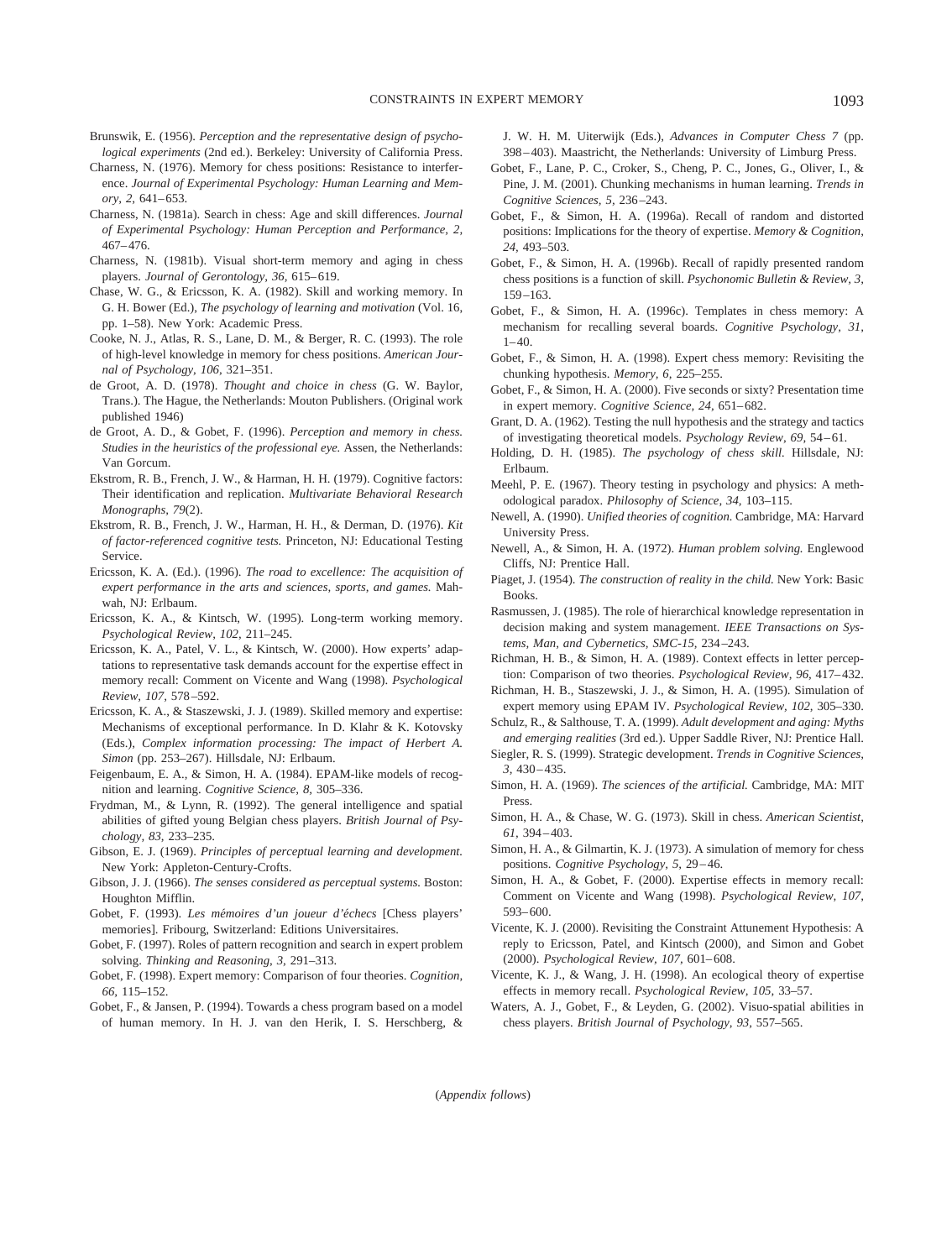Brunswik, E. (1956). *Perception and the representative design of psychological experiments* (2nd ed.). Berkeley: University of California Press.

Charness, N. (1976). Memory for chess positions: Resistance to interference. *Journal of Experimental Psychology: Human Learning and Memory, 2,* 641–653.

Charness, N. (1981a). Search in chess: Age and skill differences. *Journal of Experimental Psychology: Human Perception and Performance, 2,* 467–476.

Charness, N. (1981b). Visual short-term memory and aging in chess players. *Journal of Gerontology, 36,* 615–619.

Chase, W. G., & Ericsson, K. A. (1982). Skill and working memory. In G. H. Bower (Ed.), *The psychology of learning and motivation* (Vol. 16, pp. 1–58). New York: Academic Press.

Cooke, N. J., Atlas, R. S., Lane, D. M., & Berger, R. C. (1993). The role of high-level knowledge in memory for chess positions. *American Journal of Psychology, 106,* 321–351.

de Groot, A. D. (1978). *Thought and choice in chess* (G. W. Baylor, Trans.). The Hague, the Netherlands: Mouton Publishers. (Original work published 1946)

de Groot, A. D., & Gobet, F. (1996). *Perception and memory in chess. Studies in the heuristics of the professional eye.* Assen, the Netherlands: Van Gorcum.

Ekstrom, R. B., French, J. W., & Harman, H. H. (1979). Cognitive factors: Their identification and replication. *Multivariate Behavioral Research Monographs, 79*(2).

Ekstrom, R. B., French, J. W., Harman, H. H., & Derman, D. (1976). *Kit of factor-referenced cognitive tests.* Princeton, NJ: Educational Testing Service.

Ericsson, K. A. (Ed.). (1996). *The road to excellence: The acquisition of expert performance in the arts and sciences, sports, and games.* Mahwah, NJ: Erlbaum.

Ericsson, K. A., & Kintsch, W. (1995). Long-term working memory. *Psychological Review, 102,* 211–245.

Ericsson, K. A., Patel, V. L., & Kintsch, W. (2000). How experts' adaptations to representative task demands account for the expertise effect in memory recall: Comment on Vicente and Wang (1998). *Psychological Review, 107,* 578–592.

Ericsson, K. A., & Staszewski, J. J. (1989). Skilled memory and expertise: Mechanisms of exceptional performance. In D. Klahr & K. Kotovsky (Eds.), *Complex information processing: The impact of Herbert A. Simon* (pp. 253–267). Hillsdale, NJ: Erlbaum.

Feigenbaum, E. A., & Simon, H. A. (1984). EPAM-like models of recognition and learning. *Cognitive Science, 8,* 305–336.

Frydman, M., & Lynn, R. (1992). The general intelligence and spatial abilities of gifted young Belgian chess players. *British Journal of Psychology, 83,* 233–235.

Gibson, E. J. (1969). *Principles of perceptual learning and development.* New York: Appleton-Century-Crofts.

Gibson, J. J. (1966). *The senses considered as perceptual systems.* Boston: Houghton Mifflin.

Gobet, F. (1993). *Les mémoires d'un joueur d'échecs* [Chess players' memories]. Fribourg, Switzerland: Editions Universitaires.

Gobet, F. (1997). Roles of pattern recognition and search in expert problem solving. *Thinking and Reasoning, 3,* 291–313.

Gobet, F. (1998). Expert memory: Comparison of four theories. *Cognition, 66,* 115–152.

Gobet, F., & Jansen, P. (1994). Towards a chess program based on a model of human memory. In H. J. van den Herik, I. S. Herschberg, & J. W. H. M. Uiterwijk (Eds.), *Advances in Computer Chess 7* (pp. 398–403). Maastricht, the Netherlands: University of Limburg Press.

Gobet, F., Lane, P. C., Croker, S., Cheng, P. C., Jones, G., Oliver, I., & Pine, J. M. (2001). Chunking mechanisms in human learning. *Trends in Cognitive Sciences, 5,* 236–243.

Gobet, F., & Simon, H. A. (1996a). Recall of random and distorted positions: Implications for the theory of expertise. *Memory & Cognition, 24,* 493–503.

Gobet, F., & Simon, H. A. (1996b). Recall of rapidly presented random chess positions is a function of skill. *Psychonomic Bulletin & Review, 3,* 159–163.

Gobet, F., & Simon, H. A. (1996c). Templates in chess memory: A mechanism for recalling several boards. *Cognitive Psychology, 31,* 1–40.

Gobet, F., & Simon, H. A. (1998). Expert chess memory: Revisiting the chunking hypothesis. *Memory, 6,* 225–255.

Gobet, F., & Simon, H. A. (2000). Five seconds or sixty? Presentation time in expert memory. *Cognitive Science, 24,* 651–682.

Grant, D. A. (1962). Testing the null hypothesis and the strategy and tactics of investigating theoretical models. *Psychology Review, 69,* 54–61.

Holding, D. H. (1985). *The psychology of chess skill.* Hillsdale, NJ: Erlbaum.

Meehl, P. E. (1967). Theory testing in psychology and physics: A methodological paradox. *Philosophy of Science, 34,* 103–115.

Newell, A. (1990). *Unified theories of cognition.* Cambridge, MA: Harvard University Press.

Newell, A., & Simon, H. A. (1972). *Human problem solving.* Englewood Cliffs, NJ: Prentice Hall.

Piaget, J. (1954). *The construction of reality in the child.* New York: Basic Books.

Rasmussen, J. (1985). The role of hierarchical knowledge representation in decision making and system management. *IEEE Transactions on Systems, Man, and Cybernetics, SMC-15,* 234–243.

Richman, H. B., & Simon, H. A. (1989). Context effects in letter perception: Comparison of two theories. *Psychological Review, 96,* 417–432.

Richman, H. B., Staszewski, J. J., & Simon, H. A. (1995). Simulation of expert memory using EPAM IV. *Psychological Review, 102,* 305–330.

Schulz, R., & Salthouse, T. A. (1999). *Adult development and aging: Myths and emerging realities* (3rd ed.). Upper Saddle River, NJ: Prentice Hall.

Siegler, R. S. (1999). Strategic development. *Trends in Cognitive Sciences, 3,* 430–435.

Simon, H. A. (1969). *The sciences of the artificial.* Cambridge, MA: MIT Press.

Simon, H. A., & Chase, W. G. (1973). Skill in chess. *American Scientist, 61,* 394–403.

Simon, H. A., & Gilmartin, K. J. (1973). A simulation of memory for chess positions. *Cognitive Psychology, 5,* 29–46.

Simon, H. A., & Gobet, F. (2000). Expertise effects in memory recall: Comment on Vicente and Wang (1998). *Psychological Review, 107,* 593–600.

Vicente, K. J. (2000). Revisiting the Constraint Attunement Hypothesis: A reply to Ericsson, Patel, and Kintsch (2000), and Simon and Gobet (2000). *Psychological Review, 107,* 601–608.

Vicente, K. J., & Wang, J. H. (1998). An ecological theory of expertise effects in memory recall. *Psychological Review, 105,* 33–57.

Waters, A. J., Gobet, F., & Leyden, G. (2002). Visuo-spatial abilities in chess players. *British Journal of Psychology, 93,* 557–565.

(*Appendix follows*)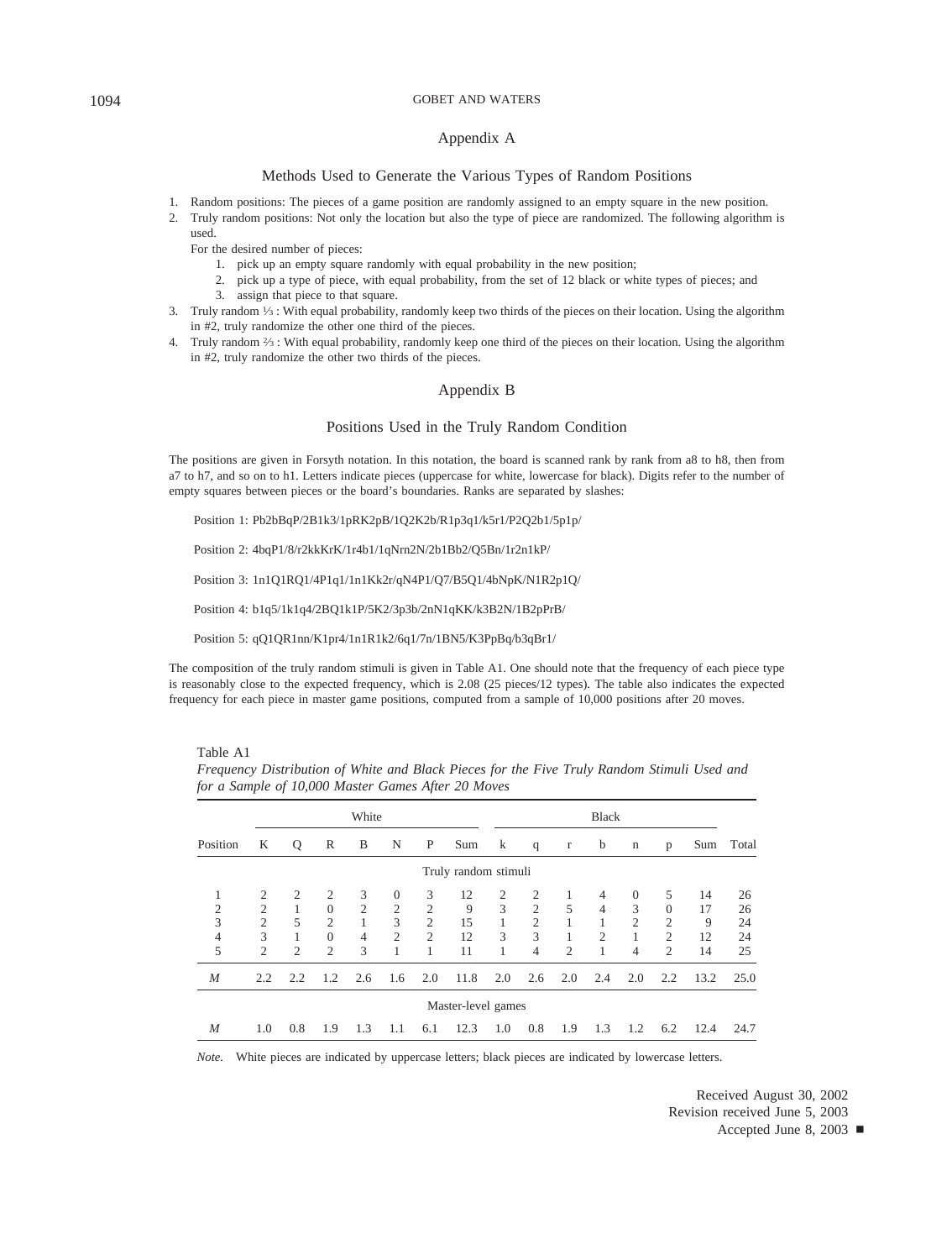# Appendix A

## Methods Used to Generate the Various Types of Random Positions

1. Random positions: The pieces of a game position are randomly assigned to an empty square in the new position.
2. Truly random positions: Not only the location but also the type of piece are randomized. The following algorithm is used.

   For the desired number of pieces:

   1. pick up an empty square randomly with equal probability in the new position;
   2. pick up a type of piece, with equal probability, from the set of 12 black or white types of pieces; and
   3. assign that piece to that square.
3. Truly random ⅓ : With equal probability, randomly keep two thirds of the pieces on their location. Using the algorithm in #2, truly randomize the other one third of the pieces.
4. Truly random ⅔ : With equal probability, randomly keep one third of the pieces on their location. Using the algorithm in #2, truly randomize the other two thirds of the pieces.

# Appendix B

## Positions Used in the Truly Random Condition

The positions are given in Forsyth notation. In this notation, the board is scanned rank by rank from a8 to h8, then from a7 to h7, and so on to h1. Letters indicate pieces (uppercase for white, lowercase for black). Digits refer to the number of empty squares between pieces or the board's boundaries. Ranks are separated by slashes:

Position 1: Pb2bBqP/2B1k3/1pRK2pB/1Q2K2b/R1p3q1/k5r1/P2Q2b1/5p1p/

Position 2: 4bqP1/8/r2kkKrK/1r4b1/1qNrn2N/2b1Bb2/Q5Bn/1r2n1kP/

Position 3: 1n1Q1RQ1/4P1q1/1n1Kk2r/qN4P1/Q7/B5Q1/4bNpK/N1R2p1Q/

Position 4: b1q5/1k1q4/2BQ1k1P/5K2/3p3b/2nN1qKK/k3B2N/1B2pPrB/

Position 5: qQ1QR1nn/K1pr4/1n1R1k2/6q1/7n/1BN5/K3PpBq/b3qBr1/

The composition of the truly random stimuli is given in Table A1. One should note that the frequency of each piece type is reasonably close to the expected frequency, which is 2.08 (25 pieces/12 types). The table also indicates the expected frequency for each piece in master game positions, computed from a sample of 10,000 positions after 20 moves.

Table A1
*Frequency Distribution of White and Black Pieces for the Five Truly Random Stimuli Used and for a Sample of 10,000 Master Games After 20 Moves*

| | White | | | | | | | Black | | | | | | | |
|---|---|---|---|---|---|---|---|---|---|---|---|---|---|---|---|
| Position | K | Q | R | B | N | P | Sum | k | q | r | b | n | p | Sum | Total |
| | | | | | | | Truly random stimuli | | | | | | | | |
| 1 | 2 | 2 | 2 | 3 | 0 | 3 | 12 | 2 | 2 | 1 | 4 | 0 | 5 | 14 | 26 |
| 2 | 2 | 1 | 0 | 2 | 2 | 2 | 9 | 3 | 2 | 5 | 4 | 3 | 0 | 17 | 26 |
| 3 | 2 | 5 | 2 | 1 | 3 | 2 | 15 | 1 | 2 | 1 | 1 | 2 | 2 | 9 | 24 |
| 4 | 3 | 1 | 0 | 4 | 2 | 2 | 12 | 3 | 3 | 1 | 2 | 1 | 2 | 12 | 24 |
| 5 | 2 | 2 | 2 | 3 | 1 | 1 | 11 | 1 | 4 | 2 | 1 | 4 | 2 | 14 | 25 |
| *M* | 2.2 | 2.2 | 1.2 | 2.6 | 1.6 | 2.0 | 11.8 | 2.0 | 2.6 | 2.0 | 2.4 | 2.0 | 2.2 | 13.2 | 25.0 |
| | | | | | | | Master-level games | | | | | | | | |
| *M* | 1.0 | 0.8 | 1.9 | 1.3 | 1.1 | 6.1 | 12.3 | 1.0 | 0.8 | 1.9 | 1.3 | 1.2 | 6.2 | 12.4 | 24.7 |

*Note.* White pieces are indicated by uppercase letters; black pieces are indicated by lowercase letters.

Received August 30, 2002
Revision received June 5, 2003
Accepted June 8, 2003 ■